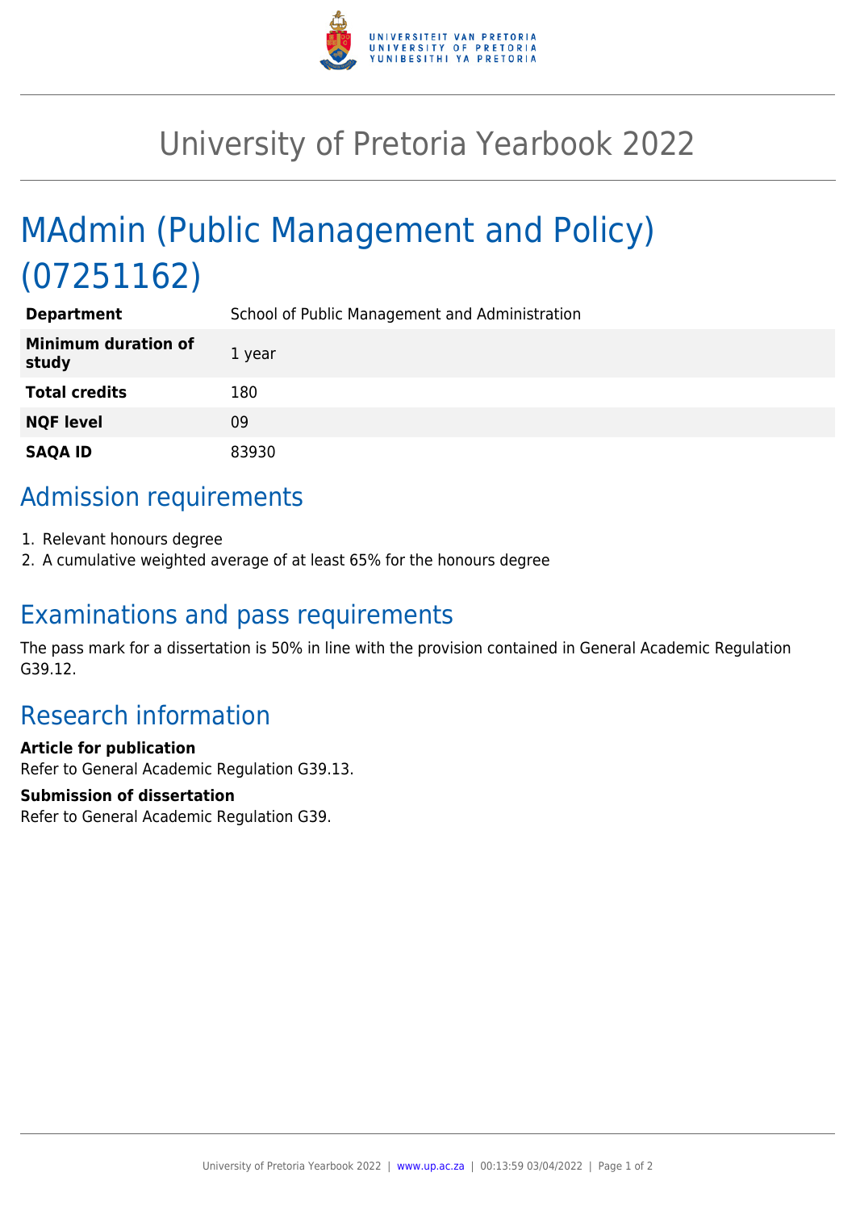# University of Pretoria Yearbook 2022

## MAdmin (Public Management and Policy) (07251162)

| | |
|---|---|
| **Department** | School of Public Management and Administration |
| **Minimum duration of study** | 1 year |
| **Total credits** | 180 |
| **NQF level** | 09 |
| **SAQA ID** | 83930 |

## Admission requirements

1. Relevant honours degree
2. A cumulative weighted average of at least 65% for the honours degree

## Examinations and pass requirements

The pass mark for a dissertation is 50% in line with the provision contained in General Academic Regulation G39.12.

## Research information

**Article for publication**
Refer to General Academic Regulation G39.13.

**Submission of dissertation**
Refer to General Academic Regulation G39.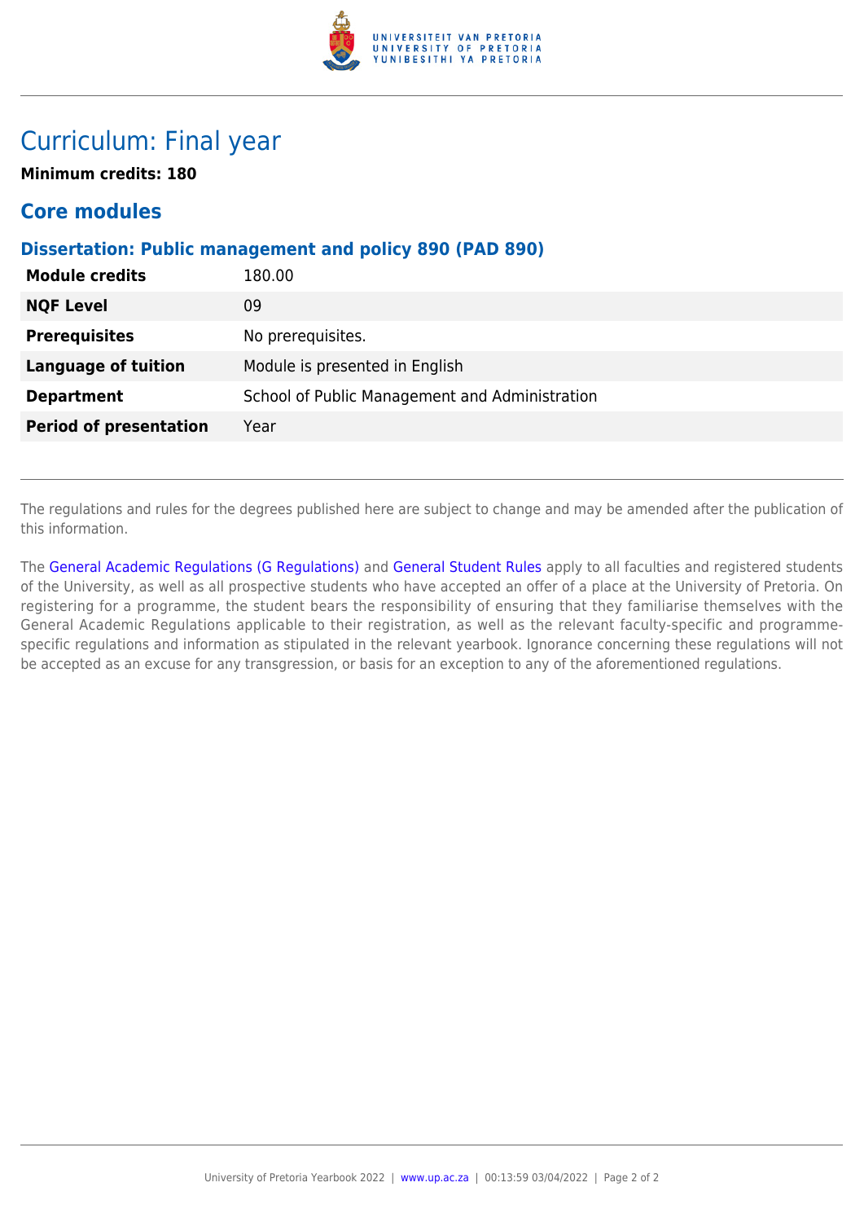# Curriculum: Final year

**Minimum credits: 180**

## Core modules

### Dissertation: Public management and policy 890 (PAD 890)

| | |
|---|---|
| **Module credits** | 180.00 |
| **NQF Level** | 09 |
| **Prerequisites** | No prerequisites. |
| **Language of tuition** | Module is presented in English |
| **Department** | School of Public Management and Administration |
| **Period of presentation** | Year |

The regulations and rules for the degrees published here are subject to change and may be amended after the publication of this information.

The General Academic Regulations (G Regulations) and General Student Rules apply to all faculties and registered students of the University, as well as all prospective students who have accepted an offer of a place at the University of Pretoria. On registering for a programme, the student bears the responsibility of ensuring that they familiarise themselves with the General Academic Regulations applicable to their registration, as well as the relevant faculty-specific and programme-specific regulations and information as stipulated in the relevant yearbook. Ignorance concerning these regulations will not be accepted as an excuse for any transgression, or basis for an exception to any of the aforementioned regulations.